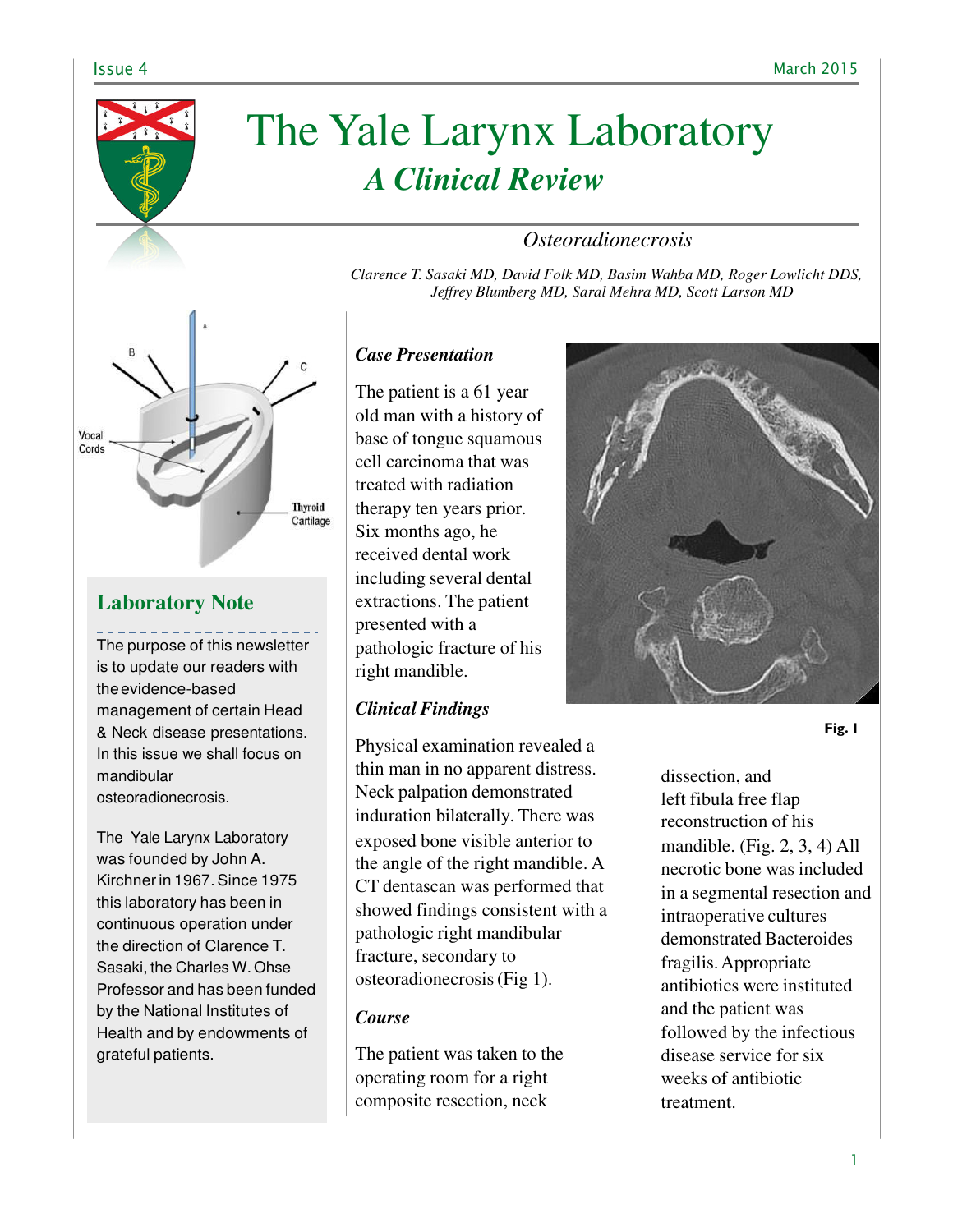# The Yale Larynx Laboratory

## *A Clinical Review*

### *Osteoradionecrosis*

*Clarence T. Sasaki MD, David Folk MD, Basim Wahba MD, Roger Lowlicht DDS, Jeffrey Blumberg MD, Saral Mehra MD, Scott Larson MD*

Vocal Cords

Thyroid Cartilage

## Laboratory Note

The purpose of this newsletter is to update our readers with the evidence-based management of certain Head & Neck disease presentations. In this issue we shall focus on mandibular osteoradionecrosis.

The Yale Larynx Laboratory was founded by John A. Kirchner in 1967. Since 1975 this laboratory has been in continuous operation under the direction of Clarence T. Sasaki, the Charles W. Ohse Professor and has been funded by the National Institutes of Health and by endowments of grateful patients.

### *Case Presentation*

The patient is a 61 year old man with a history of base of tongue squamous cell carcinoma that was treated with radiation therapy ten years prior. Six months ago, he received dental work including several dental extractions. The patient presented with a pathologic fracture of his right mandible.

### *Clinical Findings*

Physical examination revealed a thin man in no apparent distress. Neck palpation demonstrated induration bilaterally. There was exposed bone visible anterior to the angle of the right mandible. A CT dentascan was performed that showed findings consistent with a pathologic right mandibular fracture, secondary to osteoradionecrosis (Fig 1).

**Fig. 1**

### *Course*

The patient was taken to the operating room for a right composite resection, neck dissection, and left fibula free flap reconstruction of his mandible. (Fig. 2, 3, 4) All necrotic bone was included in a segmental resection and intraoperative cultures demonstrated Bacteroides fragilis. Appropriate antibiotics were instituted and the patient was followed by the infectious disease service for six weeks of antibiotic treatment.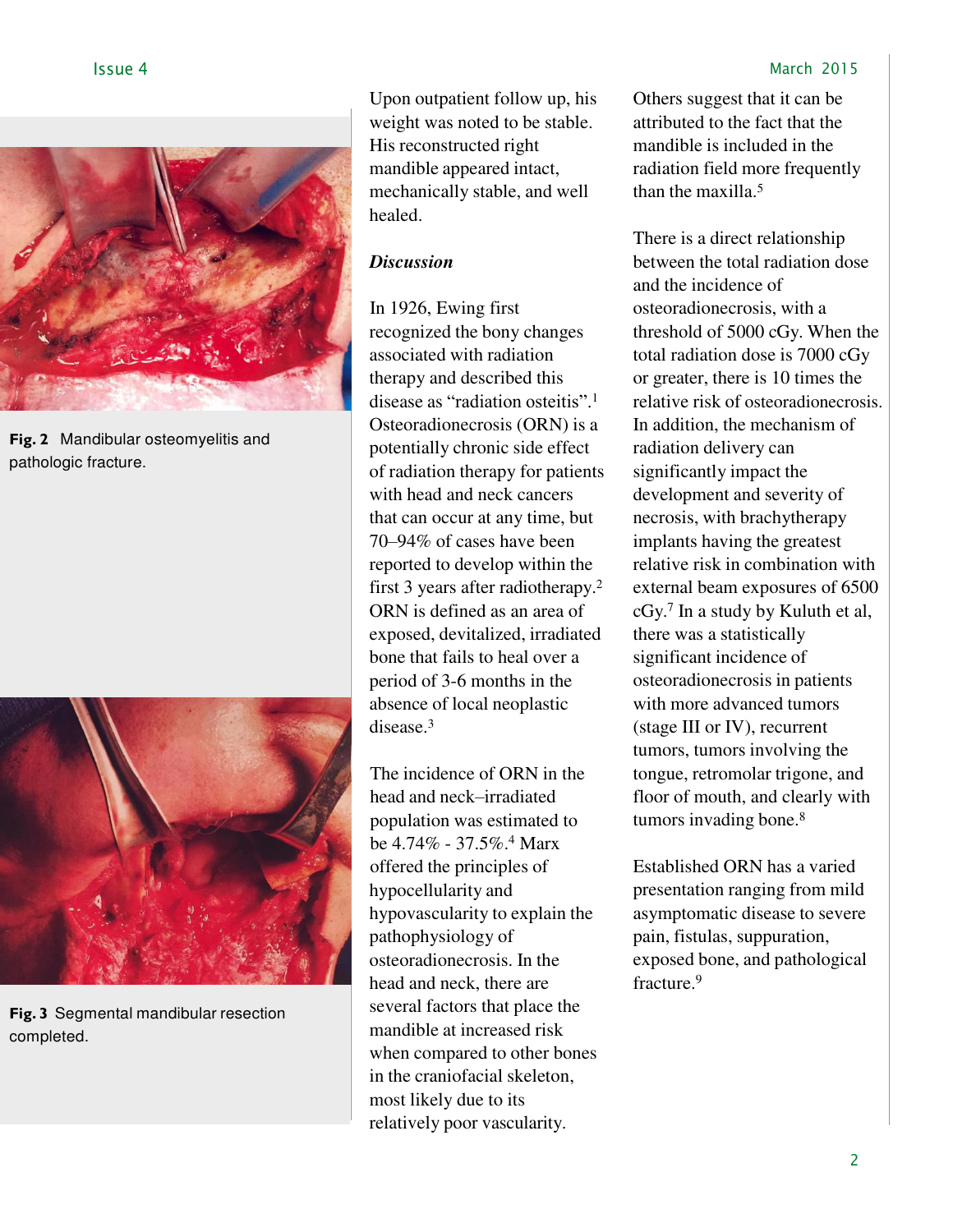Fig. 2 Mandibular osteomyelitis and pathologic fracture.

Fig. 3 Segmental mandibular resection completed.

Upon outpatient follow up, his weight was noted to be stable. His reconstructed right mandible appeared intact, mechanically stable, and well healed.

### *Discussion*

In 1926, Ewing first recognized the bony changes associated with radiation therapy and described this disease as "radiation osteitis".[1] Osteoradionecrosis (ORN) is a potentially chronic side effect of radiation therapy for patients with head and neck cancers that can occur at any time, but 70–94% of cases have been reported to develop within the first 3 years after radiotherapy.[2] ORN is defined as an area of exposed, devitalized, irradiated bone that fails to heal over a period of 3-6 months in the absence of local neoplastic disease.[3]

The incidence of ORN in the head and neck–irradiated population was estimated to be 4.74% - 37.5%.[4] Marx offered the principles of hypocellularity and hypovascularity to explain the pathophysiology of osteoradionecrosis. In the head and neck, there are several factors that place the mandible at increased risk when compared to other bones in the craniofacial skeleton, most likely due to its relatively poor vascularity. Others suggest that it can be attributed to the fact that the mandible is included in the radiation field more frequently than the maxilla.[5]

There is a direct relationship between the total radiation dose and the incidence of osteoradionecrosis, with a threshold of 5000 cGy. When the total radiation dose is 7000 cGy or greater, there is 10 times the relative risk of osteoradionecrosis. In addition, the mechanism of radiation delivery can significantly impact the development and severity of necrosis, with brachytherapy implants having the greatest relative risk in combination with external beam exposures of 6500 cGy.[7] In a study by Kuluth et al, there was a statistically significant incidence of osteoradionecrosis in patients with more advanced tumors (stage III or IV), recurrent tumors, tumors involving the tongue, retromolar trigone, and floor of mouth, and clearly with tumors invading bone.[8]

Established ORN has a varied presentation ranging from mild asymptomatic disease to severe pain, fistulas, suppuration, exposed bone, and pathological fracture.[9]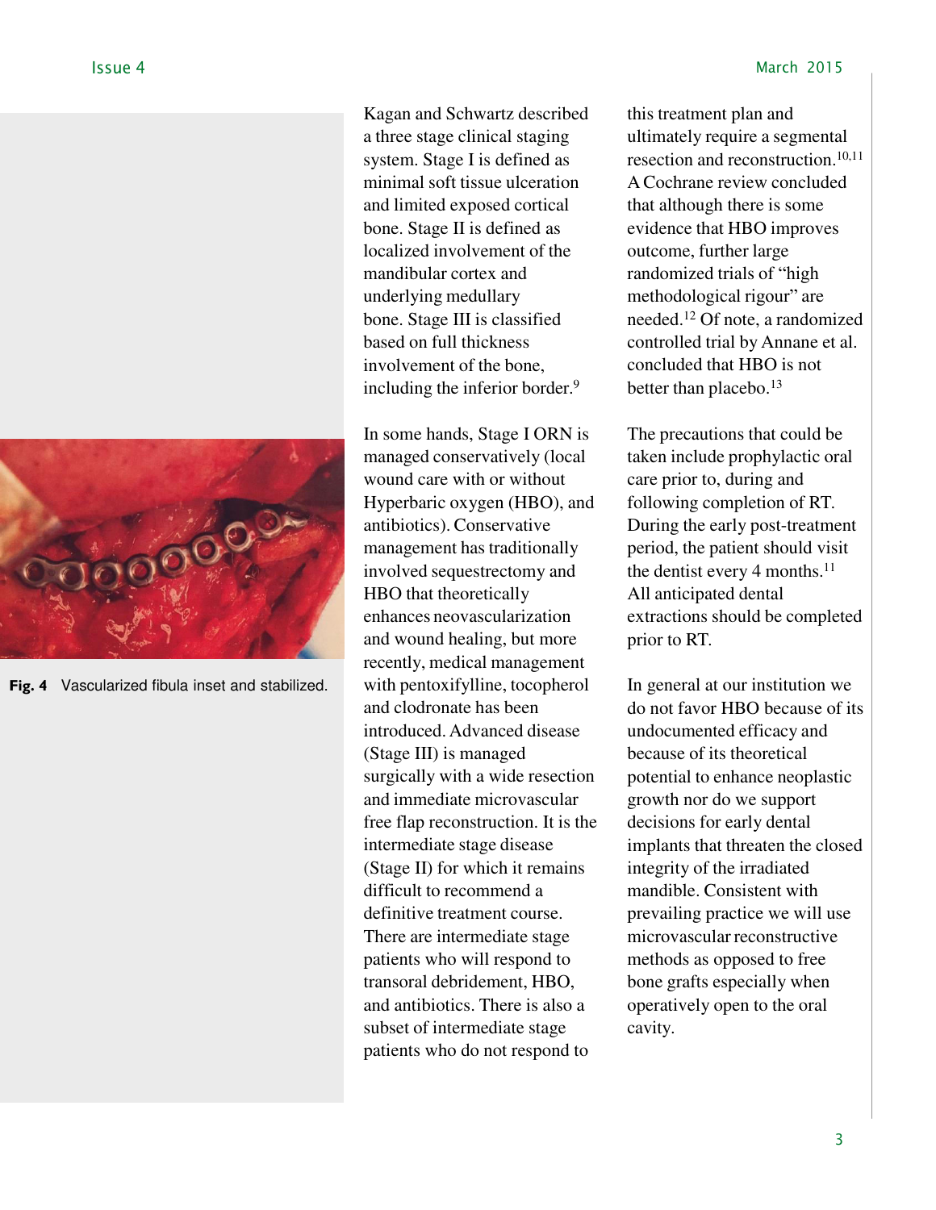Kagan and Schwartz described a three stage clinical staging system. Stage I is defined as minimal soft tissue ulceration and limited exposed cortical bone. Stage II is defined as localized involvement of the mandibular cortex and underlying medullary bone. Stage III is classified based on full thickness involvement of the bone, including the inferior border.[9]

In some hands, Stage I ORN is managed conservatively (local wound care with or without Hyperbaric oxygen (HBO), and antibiotics). Conservative management has traditionally involved sequestrectomy and HBO that theoretically enhances neovascularization and wound healing, but more recently, medical management with pentoxifylline, tocopherol and clodronate has been introduced. Advanced disease (Stage III) is managed surgically with a wide resection and immediate microvascular free flap reconstruction. It is the intermediate stage disease (Stage II) for which it remains difficult to recommend a definitive treatment course. There are intermediate stage patients who will respond to transoral debridement, HBO, and antibiotics. There is also a subset of intermediate stage patients who do not respond to this treatment plan and ultimately require a segmental resection and reconstruction.[10,11] A Cochrane review concluded that although there is some evidence that HBO improves outcome, further large randomized trials of "high methodological rigour" are needed.[12] Of note, a randomized controlled trial by Annane et al. concluded that HBO is not better than placebo.[13]

The precautions that could be taken include prophylactic oral care prior to, during and following completion of RT. During the early post-treatment period, the patient should visit the dentist every 4 months.[11] All anticipated dental extractions should be completed prior to RT.

In general at our institution we do not favor HBO because of its undocumented efficacy and because of its theoretical potential to enhance neoplastic growth nor do we support decisions for early dental implants that threaten the closed integrity of the irradiated mandible. Consistent with prevailing practice we will use microvascular reconstructive methods as opposed to free bone grafts especially when operatively open to the oral cavity.

**Fig. 4** Vascularized fibula inset and stabilized.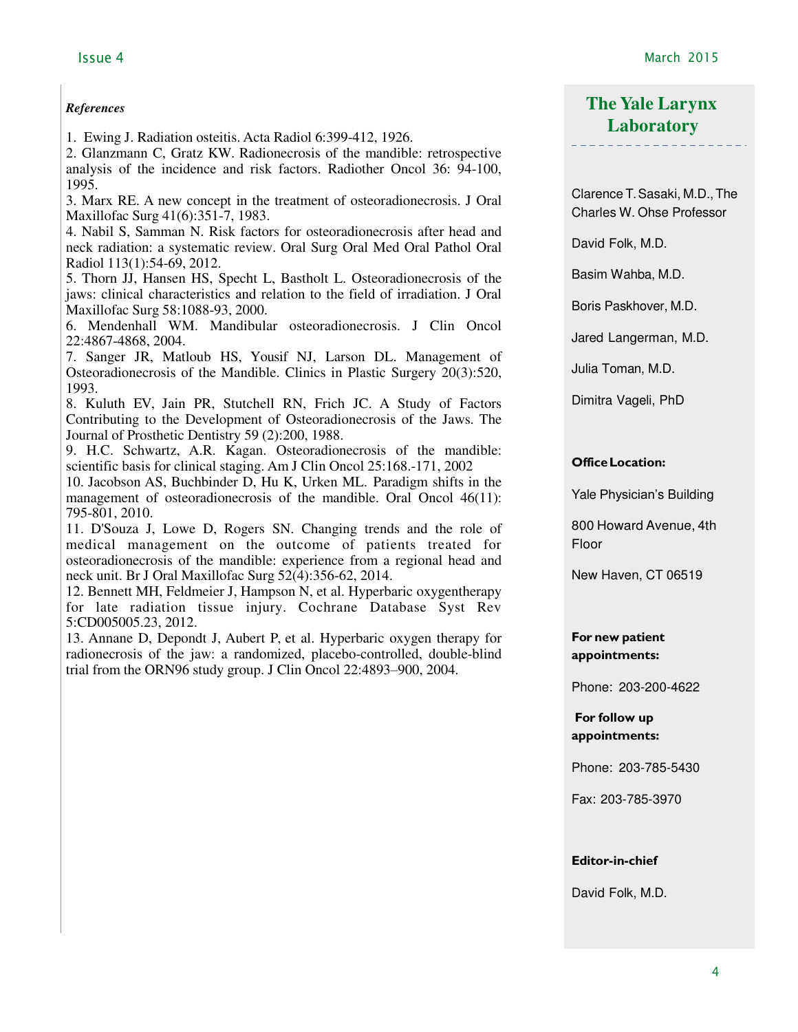***References***

1. Ewing J. Radiation osteitis. Acta Radiol 6:399-412, 1926.
2. Glanzmann C, Gratz KW. Radionecrosis of the mandible: retrospective analysis of the incidence and risk factors. Radiother Oncol 36: 94-100, 1995.
3. Marx RE. A new concept in the treatment of osteoradionecrosis. J Oral Maxillofac Surg 41(6):351-7, 1983.
4. Nabil S, Samman N. Risk factors for osteoradionecrosis after head and neck radiation: a systematic review. Oral Surg Oral Med Oral Pathol Oral Radiol 113(1):54-69, 2012.
5. Thorn JJ, Hansen HS, Specht L, Bastholt L. Osteoradionecrosis of the jaws: clinical characteristics and relation to the field of irradiation. J Oral Maxillofac Surg 58:1088-93, 2000.
6. Mendenhall WM. Mandibular osteoradionecrosis. J Clin Oncol 22:4867-4868, 2004.
7. Sanger JR, Matloub HS, Yousif NJ, Larson DL. Management of Osteoradionecrosis of the Mandible. Clinics in Plastic Surgery 20(3):520, 1993.
8. Kuluth EV, Jain PR, Stutchell RN, Frich JC. A Study of Factors Contributing to the Development of Osteoradionecrosis of the Jaws. The Journal of Prosthetic Dentistry 59 (2):200, 1988.
9. H.C. Schwartz, A.R. Kagan. Osteoradionecrosis of the mandible: scientific basis for clinical staging. Am J Clin Oncol 25:168.-171, 2002
10. Jacobson AS, Buchbinder D, Hu K, Urken ML. Paradigm shifts in the management of osteoradionecrosis of the mandible. Oral Oncol 46(11): 795-801, 2010.
11. D'Souza J, Lowe D, Rogers SN. Changing trends and the role of medical management on the outcome of patients treated for osteoradionecrosis of the mandible: experience from a regional head and neck unit. Br J Oral Maxillofac Surg 52(4):356-62, 2014.
12. Bennett MH, Feldmeier J, Hampson N, et al. Hyperbaric oxygentherapy for late radiation tissue injury. Cochrane Database Syst Rev 5:CD005005.23, 2012.
13. Annane D, Depondt J, Aubert P, et al. Hyperbaric oxygen therapy for radionecrosis of the jaw: a randomized, placebo-controlled, double-blind trial from the ORN96 study group. J Clin Oncol 22:4893–900, 2004.

## The Yale Larynx Laboratory

Clarence T. Sasaki, M.D., The Charles W. Ohse Professor

David Folk, M.D.

Basim Wahba, M.D.

Boris Paskhover, M.D.

Jared Langerman, M.D.

Julia Toman, M.D.

Dimitra Vageli, PhD

**Office Location:**

Yale Physician's Building

800 Howard Avenue, 4th Floor

New Haven, CT 06519

**For new patient appointments:**

Phone: 203-200-4622

**For follow up appointments:**

Phone: 203-785-5430

Fax: 203-785-3970

**Editor-in-chief**

David Folk, M.D.